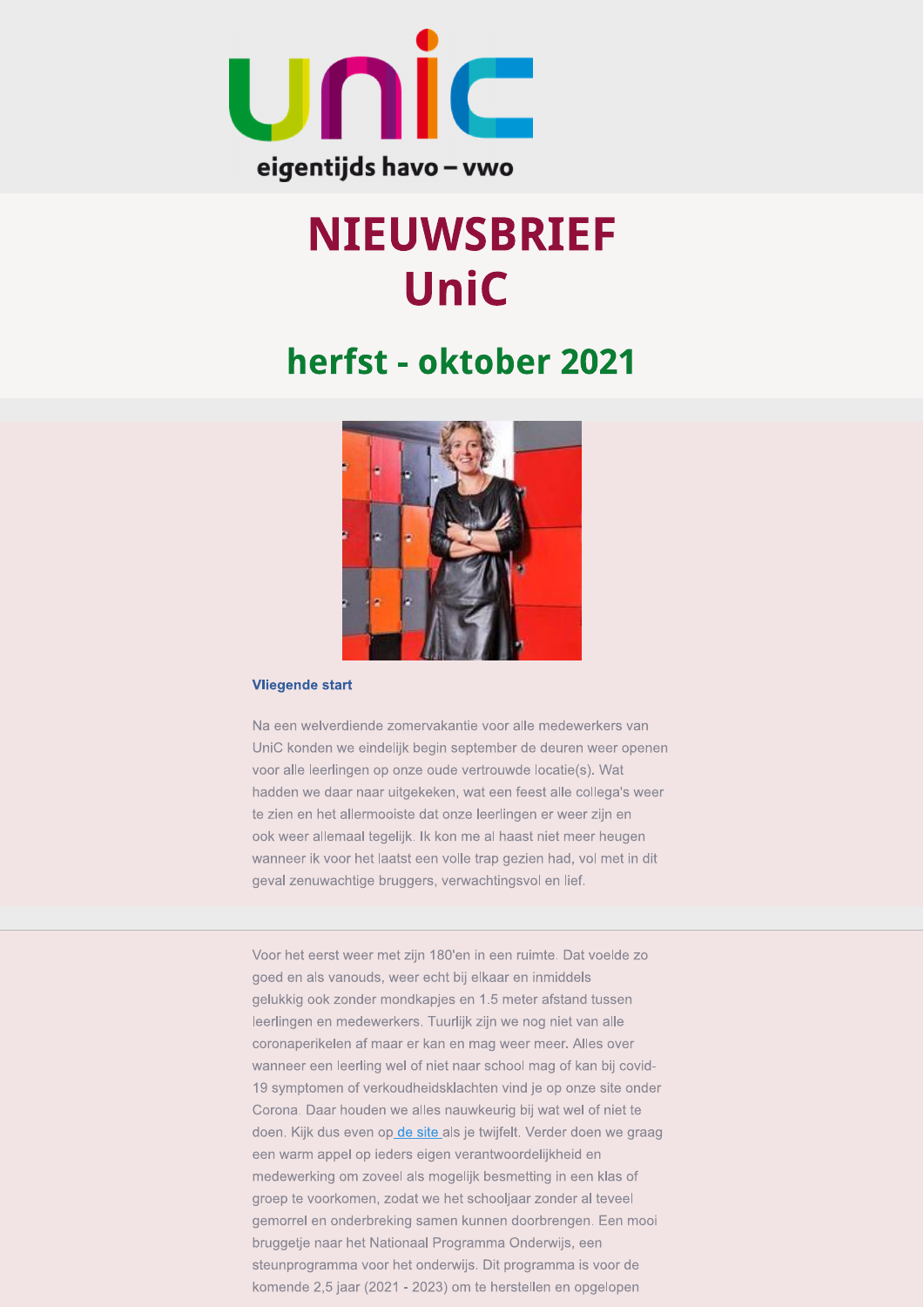unic

eigentijds havo – vwo

# NIEUWSBRIEF UniC

## herfst - oktober 2021

### Vliegende start

Na een welverdiende zomervakantie voor alle medewerkers van UniC konden we eindelijk begin september de deuren weer openen voor alle leerlingen op onze oude vertrouwde locatie(s). Wat hadden we daar naar uitgekeken, wat een feest alle collega's weer te zien en het allermooiste dat onze leerlingen er weer zijn en ook weer allemaal tegelijk. Ik kon me al haast niet meer heugen wanneer ik voor het laatst een volle trap gezien had, vol met in dit geval zenuwachtige bruggers, verwachtingsvol en lief.

Voor het eerst weer met zijn 180'en in een ruimte. Dat voelde zo goed en als vanouds, weer echt bij elkaar en inmiddels gelukkig ook zonder mondkapjes en 1.5 meter afstand tussen leerlingen en medewerkers. Tuurlijk zijn we nog niet van alle coronaperikelen af maar er kan en mag weer meer. Alles over wanneer een leerling wel of niet naar school mag of kan bij covid-19 symptomen of verkoudheidsklachten vind je op onze site onder Corona. Daar houden we alles nauwkeurig bij wat wel of niet te doen. Kijk dus even op de site als je twijfelt. Verder doen we graag een warm appel op ieders eigen verantwoordelijkheid en medewerking om zoveel als mogelijk besmetting in een klas of groep te voorkomen, zodat we het schooljaar zonder al teveel gemorrel en onderbreking samen kunnen doorbrengen. Een mooi bruggetje naar het Nationaal Programma Onderwijs, een steunprogramma voor het onderwijs. Dit programma is voor de komende 2,5 jaar (2021 - 2023) om te herstellen en opgelopen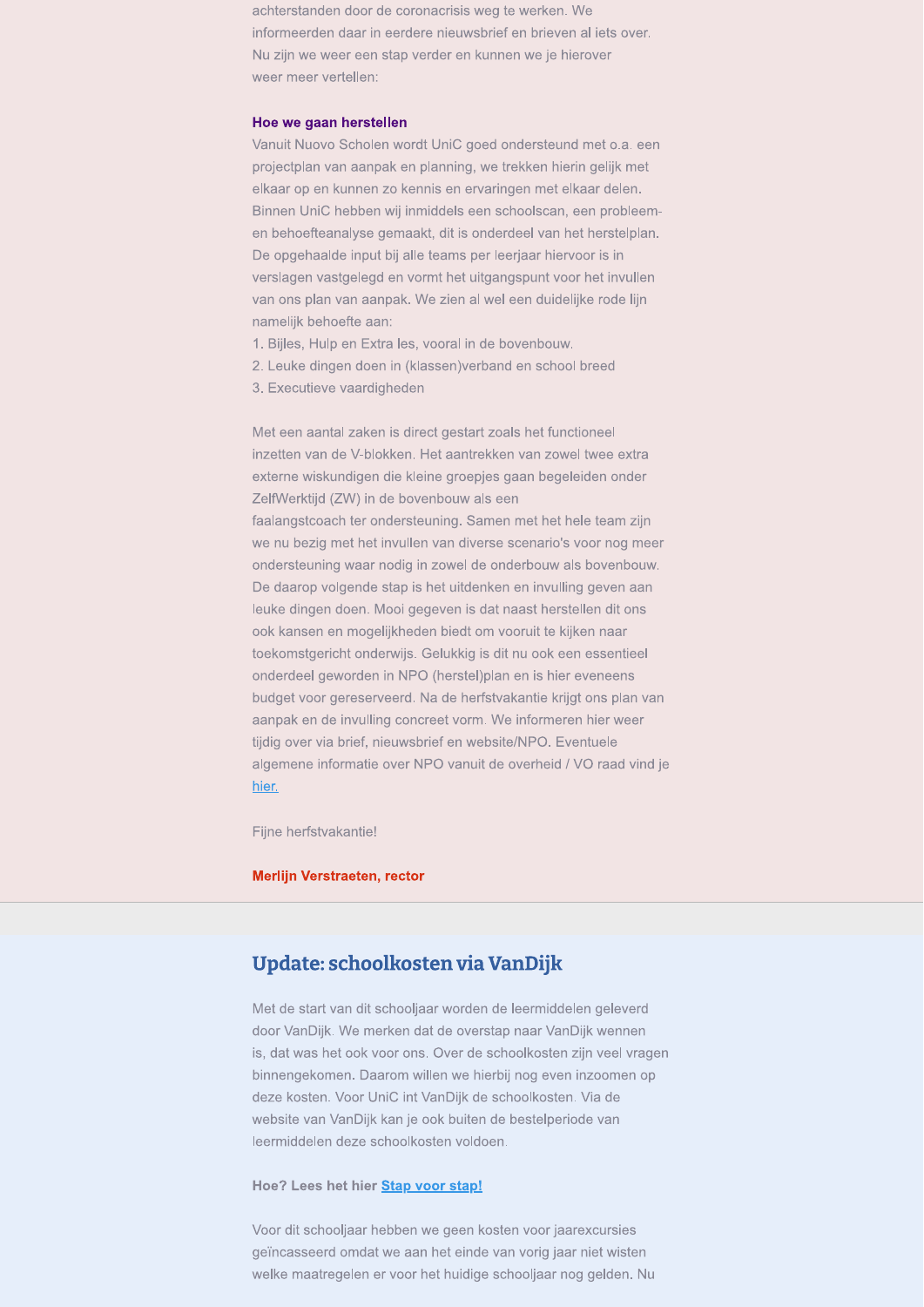achterstanden door de coronacrisis weg te werken. We informeerden daar in eerdere nieuwsbrief en brieven al iets over. Nu zijn we weer een stap verder en kunnen we je hierover weer meer vertellen:

**Hoe we gaan herstellen**

Vanuit Nuovo Scholen wordt UniC goed ondersteund met o.a. een projectplan van aanpak en planning, we trekken hierin gelijk met elkaar op en kunnen zo kennis en ervaringen met elkaar delen. Binnen UniC hebben wij inmiddels een schoolscan, een probleem- en behoefteanalyse gemaakt, dit is onderdeel van het herstelplan. De opgehaalde input bij alle teams per leerjaar hiervoor is in verslagen vastgelegd en vormt het uitgangspunt voor het invullen van ons plan van aanpak. We zien al wel een duidelijke rode lijn namelijk behoefte aan:

1. Bijles, Hulp en Extra les, vooral in de bovenbouw.
2. Leuke dingen doen in (klassen)verband en school breed
3. Executieve vaardigheden

Met een aantal zaken is direct gestart zoals het functioneel inzetten van de V-blokken. Het aantrekken van zowel twee extra externe wiskundigen die kleine groepjes gaan begeleiden onder ZelfWerktijd (ZW) in de bovenbouw als een faalangstcoach ter ondersteuning. Samen met het hele team zijn we nu bezig met het invullen van diverse scenario's voor nog meer ondersteuning waar nodig in zowel de onderbouw als bovenbouw. De daarop volgende stap is het uitdenken en invulling geven aan leuke dingen doen. Mooi gegeven is dat naast herstellen dit ons ook kansen en mogelijkheden biedt om vooruit te kijken naar toekomstgericht onderwijs. Gelukkig is dit nu ook een essentieel onderdeel geworden in NPO (herstel)plan en is hier eveneens budget voor gereserveerd. Na de herfstvakantie krijgt ons plan van aanpak en de invulling concreet vorm. We informeren hier weer tijdig over via brief, nieuwsbrief en website/NPO. Eventuele algemene informatie over NPO vanuit de overheid / VO raad vind je hier.

Fijne herfstvakantie!

**Merlijn Verstraeten, rector**

## Update: schoolkosten via VanDijk

Met de start van dit schooljaar worden de leermiddelen geleverd door VanDijk. We merken dat de overstap naar VanDijk wennen is, dat was het ook voor ons. Over de schoolkosten zijn veel vragen binnengekomen. Daarom willen we hierbij nog even inzoomen op deze kosten. Voor UniC int VanDijk de schoolkosten. Via de website van VanDijk kan je ook buiten de bestelperiode van leermiddelen deze schoolkosten voldoen.

**Hoe? Lees het hier Stap voor stap!**

Voor dit schooljaar hebben we geen kosten voor jaarexcursies geïncasseerd omdat we aan het einde van vorig jaar niet wisten welke maatregelen er voor het huidige schooljaar nog gelden. Nu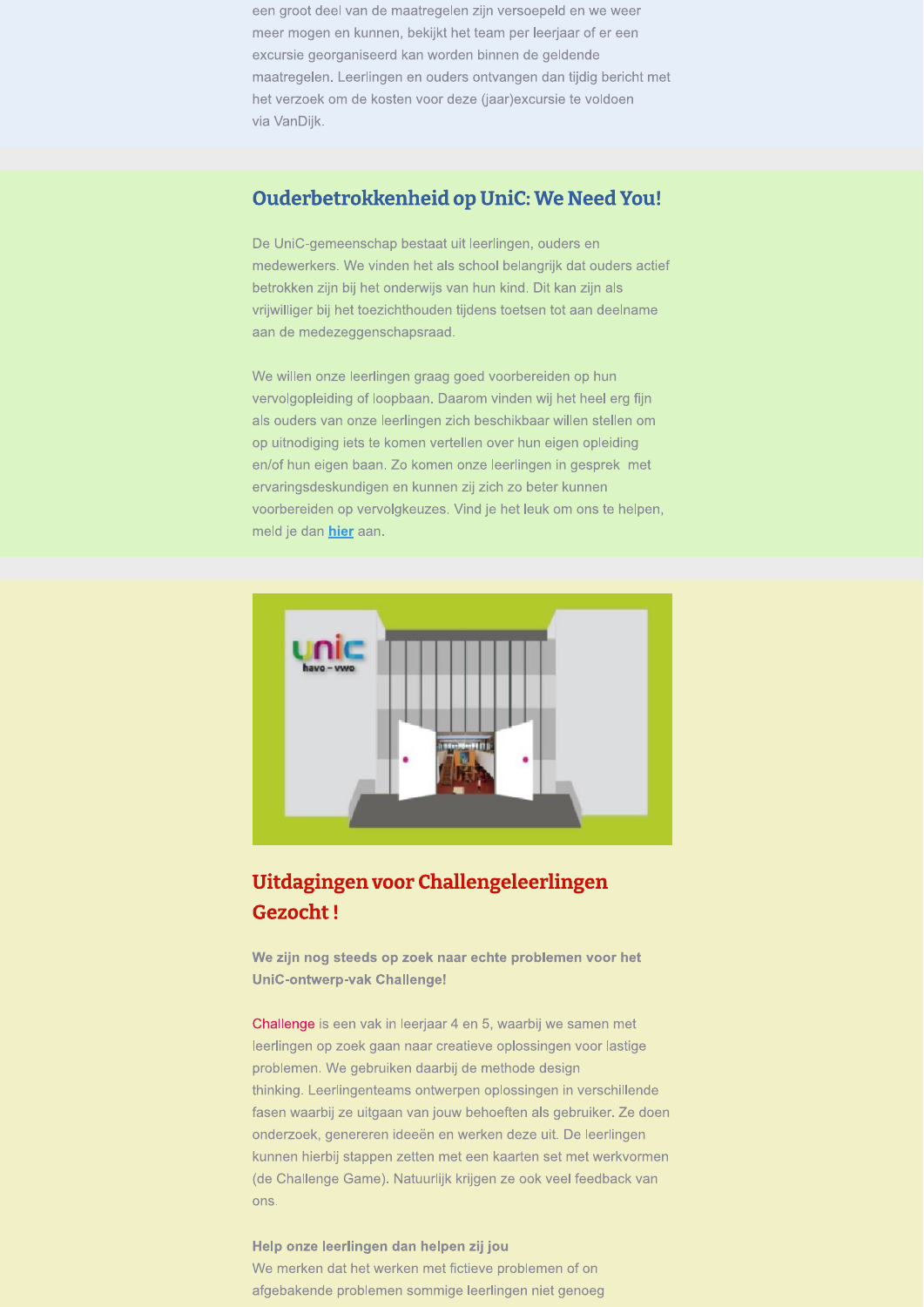een groot deel van de maatregelen zijn versoepeld en we weer meer mogen en kunnen, bekijkt het team per leerjaar of er een excursie georganiseerd kan worden binnen de geldende maatregelen. Leerlingen en ouders ontvangen dan tijdig bericht met het verzoek om de kosten voor deze (jaar)excursie te voldoen via VanDijk.

## Ouderbetrokkenheid op UniC: We Need You!

De UniC-gemeenschap bestaat uit leerlingen, ouders en medewerkers. We vinden het als school belangrijk dat ouders actief betrokken zijn bij het onderwijs van hun kind. Dit kan zijn als vrijwilliger bij het toezichthouden tijdens toetsen tot aan deelname aan de medezeggenschapsraad.

We willen onze leerlingen graag goed voorbereiden op hun vervolgopleiding of loopbaan. Daarom vinden wij het heel erg fijn als ouders van onze leerlingen zich beschikbaar willen stellen om op uitnodiging iets te komen vertellen over hun eigen opleiding en/of hun eigen baan. Zo komen onze leerlingen in gesprek met ervaringsdeskundigen en kunnen zij zich zo beter kunnen voorbereiden op vervolgkeuzes. Vind je het leuk om ons te helpen, meld je dan **hier** aan.

## Uitdagingen voor Challengeleerlingen Gezocht !

**We zijn nog steeds op zoek naar echte problemen voor het UniC-ontwerp-vak Challenge!**

Challenge is een vak in leerjaar 4 en 5, waarbij we samen met leerlingen op zoek gaan naar creatieve oplossingen voor lastige problemen. We gebruiken daarbij de methode design thinking. Leerlingenteams ontwerpen oplossingen in verschillende fasen waarbij ze uitgaan van jouw behoeften als gebruiker. Ze doen onderzoek, genereren ideeën en werken deze uit. De leerlingen kunnen hierbij stappen zetten met een kaarten set met werkvormen (de Challenge Game). Natuurlijk krijgen ze ook veel feedback van ons.

**Help onze leerlingen dan helpen zij jou**

We merken dat het werken met fictieve problemen of on afgebakende problemen sommige leerlingen niet genoeg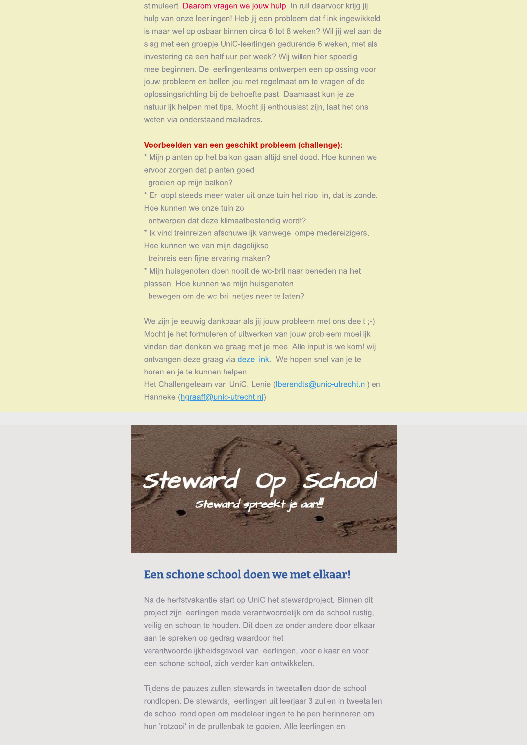stimuleert. Daarom vragen we jouw hulp. In ruil daarvoor krijg jij hulp van onze leerlingen! Heb jij een probleem dat flink ingewikkeld is maar wel oplosbaar binnen circa 6 tot 8 weken? Wil jij wel aan de slag met een groepje UniC-leerlingen gedurende 6 weken, met als investering ca een half uur per week? Wij willen hier spoedig mee beginnen. De leerlingenteams ontwerpen een oplossing voor jouw probleem en bellen jou met regelmaat om te vragen of de oplossingsrichting bij de behoefte past. Daarnaast kun je ze natuurlijk helpen met tips. Mocht jij enthousiast zijn, laat het ons weten via onderstaand mailadres.

**Voorbeelden van een geschikt probleem (challenge):**

* Mijn planten op het balkon gaan altijd snel dood. Hoe kunnen we ervoor zorgen dat planten goed groeien op mijn balkon?
* Er loopt steeds meer water uit onze tuin het riool in, dat is zonde. Hoe kunnen we onze tuin zo ontwerpen dat deze klimaatbestendig wordt?
* Ik vind treinreizen afschuwelijk vanwege lompe medereizigers. Hoe kunnen we van mijn dagelijkse treinreis een fijne ervaring maken?
* Mijn huisgenoten doen nooit de wc-bril naar beneden na het plassen. Hoe kunnen we mijn huisgenoten bewegen om de wc-bril netjes neer te laten?

We zijn je eeuwig dankbaar als jij jouw probleem met ons deelt ;-). Mocht je het formuleren of uitwerken van jouw probleem moeilijk vinden dan denken we graag met je mee. Alle input is welkom! wij ontvangen deze graag via deze link. We hopen snel van je te horen en je te kunnen helpen.
Het Challengeteam van UniC, Lenie (lberendts@unic-utrecht.nl) en Hanneke (hgraaff@unic-utrecht.nl)

Steward Op School
Steward spreekt je aan!!

## Een schone school doen we met elkaar!

Na de herfstvakantie start op UniC het stewardproject. Binnen dit project zijn leerlingen mede verantwoordelijk om de school rustig, veilig en schoon te houden. Dit doen ze onder andere door elkaar aan te spreken op gedrag waardoor het verantwoordelijkheidsgevoel van leerlingen, voor elkaar en voor een schone school, zich verder kan ontwikkelen.

Tijdens de pauzes zullen stewards in tweetallen door de school rondlopen. De stewards, leerlingen uit leerjaar 3 zullen in tweetallen de school rondlopen om medeleerlingen te helpen herinneren om hun 'rotzooi' in de prullenbak te gooien. Alle leerlingen en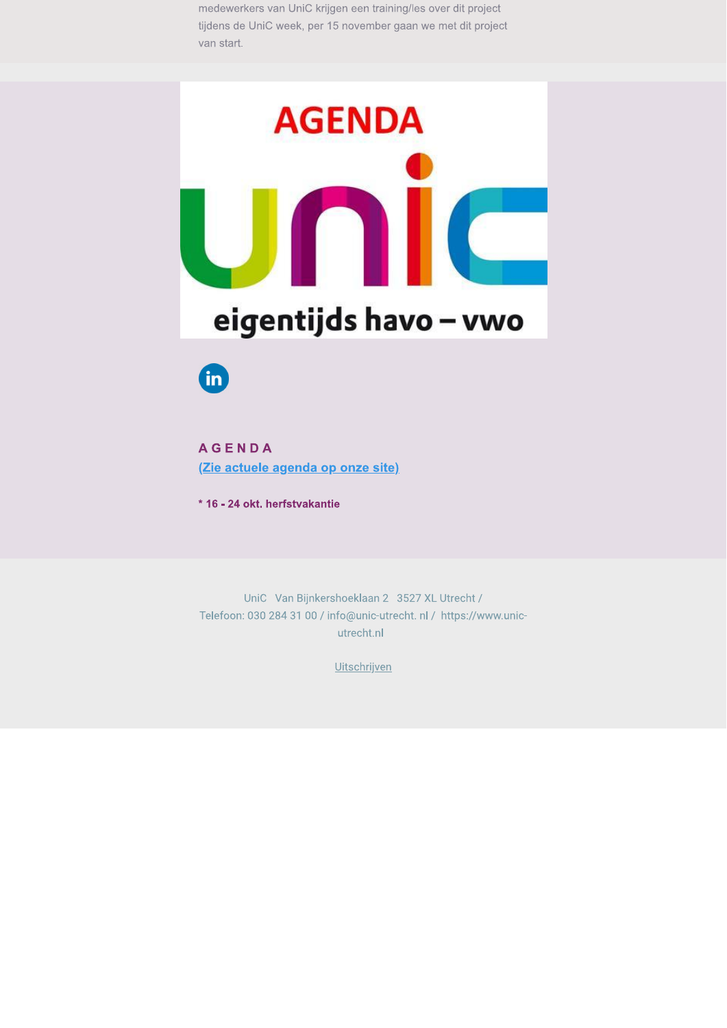medewerkers van UniC krijgen een training/les over dit project tijdens de UniC week, per 15 november gaan we met dit project van start.

AGENDA

unic

eigentijds havo – vwo

**AGENDA**

[(Zie actuele agenda op onze site)]

**\* 16 - 24 okt. herfstvakantie**

UniC Van Bijnkershoeklaan 2 3527 XL Utrecht /
Telefoon: 030 284 31 00 / info@unic-utrecht. nl / https://www.unic-utrecht.nl

Uitschrijven